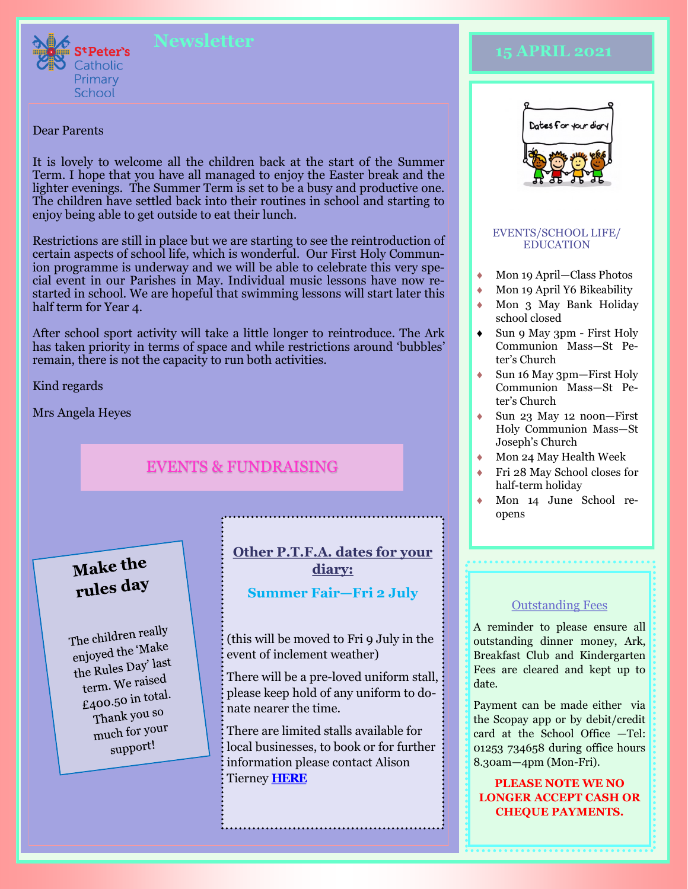St Peter's Catholic Primary School

# Newsletter

## 15 APRIL 2021

Dear Parents

It is lovely to welcome all the children back at the start of the Summer Term. I hope that you have all managed to enjoy the Easter break and the lighter evenings. The Summer Term is set to be a busy and productive one. The children have settled back into their routines in school and starting to enjoy being able to get outside to eat their lunch.

Restrictions are still in place but we are starting to see the reintroduction of certain aspects of school life, which is wonderful. Our First Holy Communion programme is underway and we will be able to celebrate this very special event in our Parishes in May. Individual music lessons have now restarted in school. We are hopeful that swimming lessons will start later this half term for Year 4.

After school sport activity will take a little longer to reintroduce. The Ark has taken priority in terms of space and while restrictions around 'bubbles' remain, there is not the capacity to run both activities.

Kind regards

Mrs Angela Heyes

## EVENTS & FUNDRAISING

### Make the rules day

The children really enjoyed the 'Make the Rules Day' last term. We raised £400.50 in total. Thank you so much for your support!

### Other P.T.F.A. dates for your diary:

**Summer Fair—Fri 2 July**

(this will be moved to Fri 9 July in the event of inclement weather)

There will be a pre-loved uniform stall, please keep hold of any uniform to donate nearer the time.

There are limited stalls available for local businesses, to book or for further information please contact Alison Tierney **HERE**

### Dates for your diary

EVENTS/SCHOOL LIFE/ EDUCATION

- Mon 19 April—Class Photos
- Mon 19 April Y6 Bikeability
- Mon 3 May Bank Holiday school closed
- Sun 9 May 3pm - First Holy Communion Mass—St Peter's Church
- Sun 16 May 3pm—First Holy Communion Mass—St Peter's Church
- Sun 23 May 12 noon—First Holy Communion Mass—St Joseph's Church
- Mon 24 May Health Week
- Fri 28 May School closes for half-term holiday
- Mon 14 June School reopens

### Outstanding Fees

A reminder to please ensure all outstanding dinner money, Ark, Breakfast Club and Kindergarten Fees are cleared and kept up to date.

Payment can be made either via the Scopay app or by debit/credit card at the School Office —Tel: 01253 734658 during office hours 8.30am—4pm (Mon-Fri).

**PLEASE NOTE WE NO LONGER ACCEPT CASH OR CHEQUE PAYMENTS.**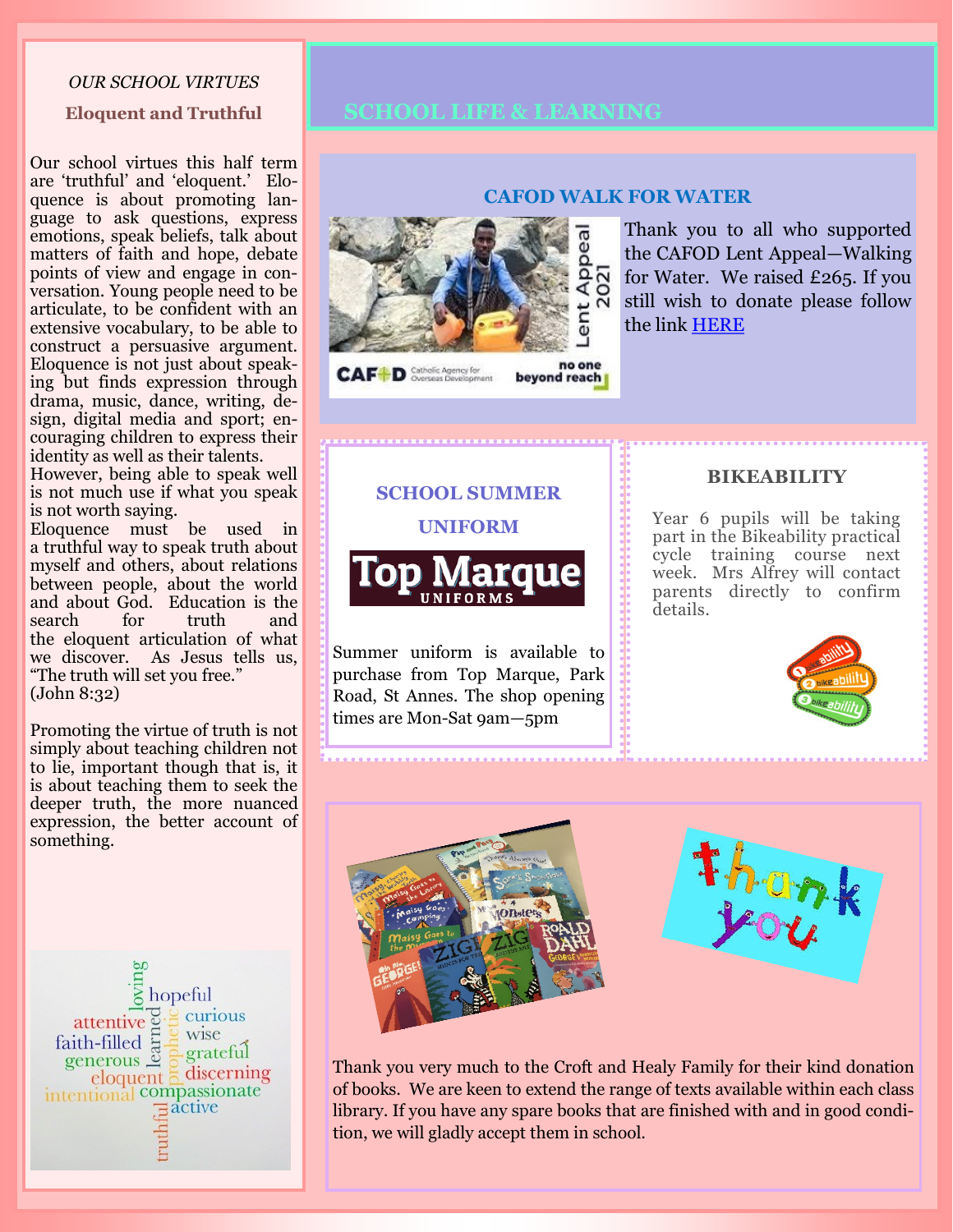*OUR SCHOOL VIRTUES*

**Eloquent and Truthful**

Our school virtues this half term are 'truthful' and 'eloquent.' Eloquence is about promoting language to ask questions, express emotions, speak beliefs, talk about matters of faith and hope, debate points of view and engage in conversation. Young people need to be articulate, to be confident with an extensive vocabulary, to be able to construct a persuasive argument. Eloquence is not just about speaking but finds expression through drama, music, dance, writing, design, digital media and sport; encouraging children to express their identity as well as their talents.

However, being able to speak well is not much use if what you speak is not worth saying.

Eloquence must be used in a truthful way to speak truth about myself and others, about relations between people, about the world and about God. Education is the search for truth and the eloquent articulation of what we discover. As Jesus tells us, "The truth will set you free." (John 8:32)

Promoting the virtue of truth is not simply about teaching children not to lie, important though that is, it is about teaching them to seek the deeper truth, the more nuanced expression, the better account of something.

# SCHOOL LIFE & LEARNING

## CAFOD WALK FOR WATER

Thank you to all who supported the CAFOD Lent Appeal—Walking for Water. We raised £265. If you still wish to donate please follow the link HERE

## SCHOOL SUMMER UNIFORM

Summer uniform is available to purchase from Top Marque, Park Road, St Annes. The shop opening times are Mon-Sat 9am—5pm

## BIKEABILITY

Year 6 pupils will be taking part in the Bikeability practical cycle training course next week. Mrs Alfrey will contact parents directly to confirm details.

Thank you very much to the Croft and Healy Family for their kind donation of books. We are keen to extend the range of texts available within each class library. If you have any spare books that are finished with and in good condition, we will gladly accept them in school.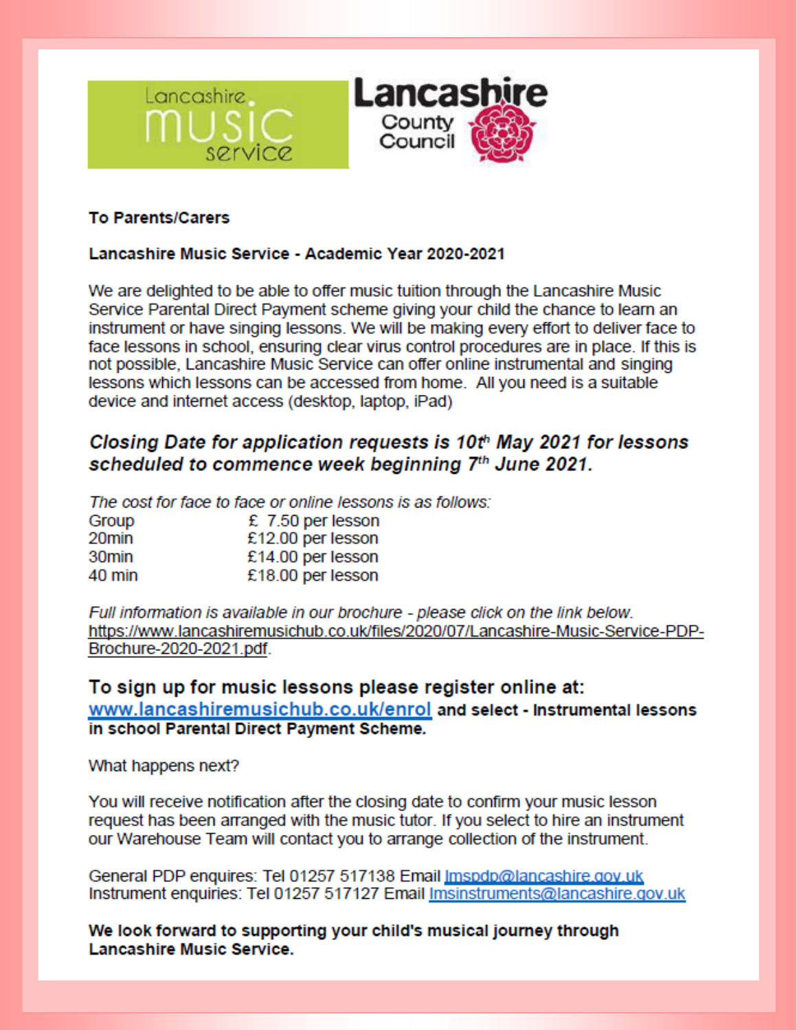Lancashire music service

Lancashire County Council

**To Parents/Carers**

**Lancashire Music Service - Academic Year 2020-2021**

We are delighted to be able to offer music tuition through the Lancashire Music Service Parental Direct Payment scheme giving your child the chance to learn an instrument or have singing lessons. We will be making every effort to deliver face to face lessons in school, ensuring clear virus control procedures are in place. If this is not possible, Lancashire Music Service can offer online instrumental and singing lessons which lessons can be accessed from home. All you need is a suitable device and internet access (desktop, laptop, iPad)

***Closing Date for application requests is 10th May 2021 for lessons scheduled to commence week beginning 7th June 2021.***

*The cost for face to face or online lessons is as follows:*

| | |
|---|---|
| Group | £ 7.50 per lesson |
| 20min | £12.00 per lesson |
| 30min | £14.00 per lesson |
| 40 min | £18.00 per lesson |

*Full information is available in our brochure - please click on the link below.*
https://www.lancashiremusichub.co.uk/files/2020/07/Lancashire-Music-Service-PDP-Brochure-2020-2021.pdf.

**To sign up for music lessons please register online at:**
**www.lancashiremusichub.co.uk/enrol and select - Instrumental lessons in school Parental Direct Payment Scheme.**

What happens next?

You will receive notification after the closing date to confirm your music lesson request has been arranged with the music tutor. If you select to hire an instrument our Warehouse Team will contact you to arrange collection of the instrument.

General PDP enquires: Tel 01257 517138 Email lmspdp@lancashire.gov.uk
Instrument enquiries: Tel 01257 517127 Email lmsinstruments@lancashire.gov.uk

**We look forward to supporting your child's musical journey through Lancashire Music Service.**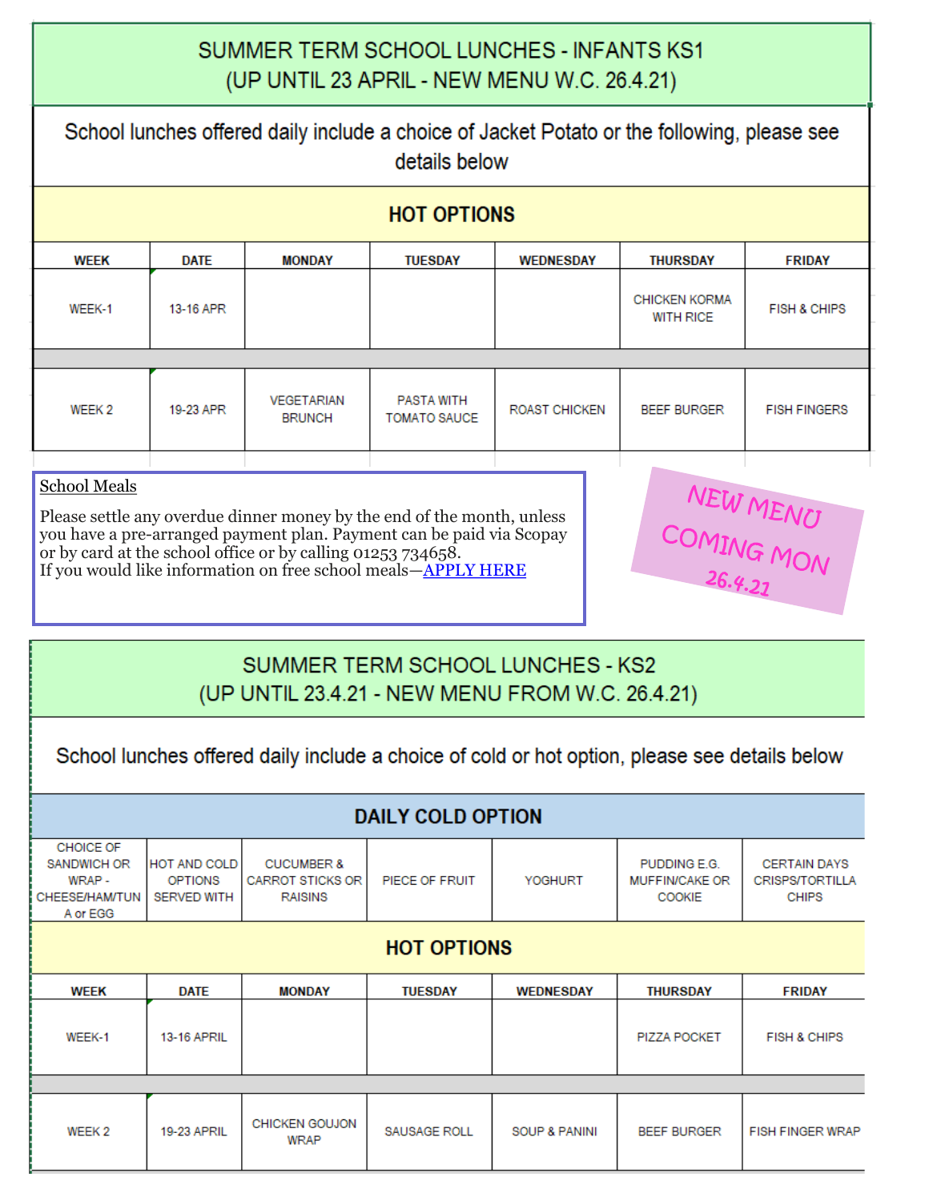## SUMMER TERM SCHOOL LUNCHES - INFANTS KS1
## (UP UNTIL 23 APRIL - NEW MENU W.C. 26.4.21)

School lunches offered daily include a choice of Jacket Potato or the following, please see details below

### HOT OPTIONS

| WEEK | DATE | MONDAY | TUESDAY | WEDNESDAY | THURSDAY | FRIDAY |
|---|---|---|---|---|---|---|
| WEEK-1 | 13-16 APR | | | | CHICKEN KORMA WITH RICE | FISH & CHIPS |
| WEEK 2 | 19-23 APR | VEGETARIAN BRUNCH | PASTA WITH TOMATO SAUCE | ROAST CHICKEN | BEEF BURGER | FISH FINGERS |

**School Meals**

Please settle any overdue dinner money by the end of the month, unless you have a pre-arranged payment plan. Payment can be paid via Scopay or by card at the school office or by calling 01253 734658.
If you would like information on free school meals—APPLY HERE

NEW MENU COMING MON 26.4.21

## SUMMER TERM SCHOOL LUNCHES - KS2
## (UP UNTIL 23.4.21 - NEW MENU FROM W.C. 26.4.21)

School lunches offered daily include a choice of cold or hot option, please see details below

### DAILY COLD OPTION

| | | | | | | |
|---|---|---|---|---|---|---|
| CHOICE OF SANDWICH OR WRAP - CHEESE/HAM/TUNA or EGG | HOT AND COLD OPTIONS SERVED WITH | CUCUMBER & CARROT STICKS OR RAISINS | PIECE OF FRUIT | YOGHURT | PUDDING E.G. MUFFIN/CAKE OR COOKIE | CERTAIN DAYS CRISPS/TORTILLA CHIPS |

### HOT OPTIONS

| WEEK | DATE | MONDAY | TUESDAY | WEDNESDAY | THURSDAY | FRIDAY |
|---|---|---|---|---|---|---|
| WEEK-1 | 13-16 APRIL | | | | PIZZA POCKET | FISH & CHIPS |
| WEEK 2 | 19-23 APRIL | CHICKEN GOUJON WRAP | SAUSAGE ROLL | SOUP & PANINI | BEEF BURGER | FISH FINGER WRAP |